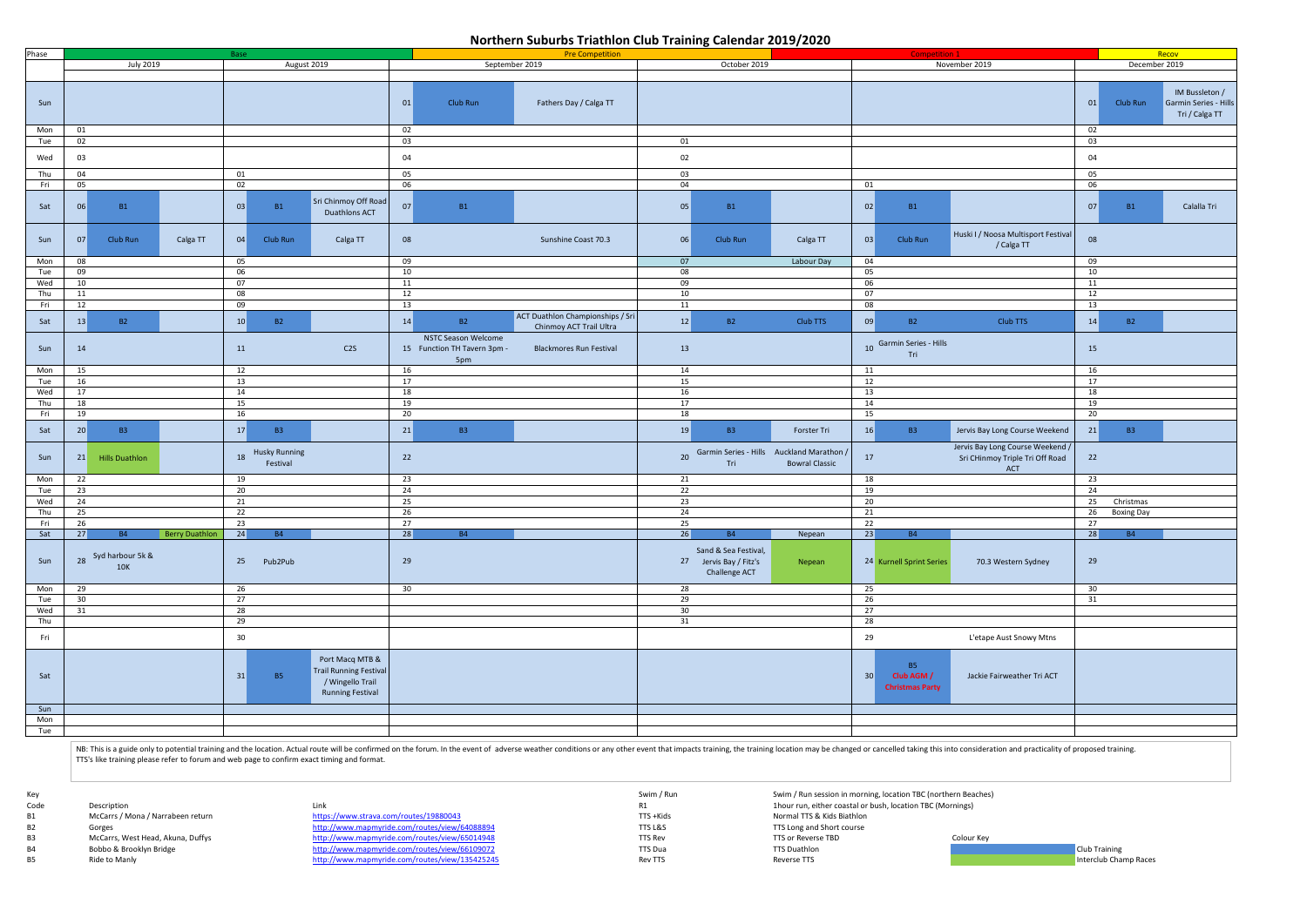# Northern Suburbs Triathlon Club Training Calendar 2019/2020

| Phase | Base | | | | | | Pre Competition | | | | | | Competition 1 | | | Recov | | |
|---|---|---|---|---|---|---|---|---|---|---|---|---|---|---|---|---|---|---|
| | July 2019 | | | August 2019 | | | September 2019 | | | October 2019 | | | November 2019 | | | December 2019 | | |
| Sun | | | | | | | 01 | Club Run | Fathers Day / Calga TT | | | | | | | 01 | Club Run | IM Busselton / Garmin Series - Hills Tri / Calga TT |
| Mon | 01 | | | | | | 02 | | | | | | | | | 02 | | |
| Tue | 02 | | | | | | 03 | | | 01 | | | | | | 03 | | |
| Wed | 03 | | | | | | 04 | | | 02 | | | | | | 04 | | |
| Thu | 04 | | | 01 | | | 05 | | | 03 | | | | | | 05 | | |
| Fri | 05 | | | 02 | | | 06 | | | 04 | | | 01 | | | 06 | | |
| Sat | 06 | B1 | | 03 | B1 | Sri Chinmoy Off Road Duathlons ACT | 07 | B1 | | 05 | B1 | | 02 | B1 | | 07 | B1 | Calalla Tri |
| Sun | 07 | Club Run | Calga TT | 04 | Club Run | Calga TT | 08 | | Sunshine Coast 70.3 | 06 | Club Run | Calga TT | 03 | Club Run | Huski I / Noosa Multisport Festival / Calga TT | 08 | | |
| Mon | 08 | | | 05 | | | 09 | | | 07 | | Labour Day | 04 | | | 09 | | |
| Tue | 09 | | | 06 | | | 10 | | | 08 | | | 05 | | | 10 | | |
| Wed | 10 | | | 07 | | | 11 | | | 09 | | | 06 | | | 11 | | |
| Thu | 11 | | | 08 | | | 12 | | | 10 | | | 07 | | | 12 | | |
| Fri | 12 | | | 09 | | | 13 | | | 11 | | | 08 | | | 13 | | |
| Sat | 13 | B2 | | 10 | B2 | | 14 | B2 | ACT Duathlon Championships / Sri Chinmoy ACT Trail Ultra | 12 | B2 | Club TTS | 09 | B2 | Club TTS | 14 | B2 | |
| Sun | 14 | | | 11 | | C2S | 15 | NSTC Season Welcome Function TH Tavern 3pm - 5pm | Blackmores Run Festival | 13 | | | 10 | Garmin Series - Hills Tri | | 15 | | |
| Mon | 15 | | | 12 | | | 16 | | | 14 | | | 11 | | | 16 | | |
| Tue | 16 | | | 13 | | | 17 | | | 15 | | | 12 | | | 17 | | |
| Wed | 17 | | | 14 | | | 18 | | | 16 | | | 13 | | | 18 | | |
| Thu | 18 | | | 15 | | | 19 | | | 17 | | | 14 | | | 19 | | |
| Fri | 19 | | | 16 | | | 20 | | | 18 | | | 15 | | | 20 | | |
| Sat | 20 | B3 | | 17 | B3 | | 21 | B3 | | 19 | B3 | Forster Tri | 16 | B3 | Jervis Bay Long Course Weekend | 21 | B3 | |
| Sun | 21 | Hills Duathlon | | 18 | Husky Running Festival | | 22 | | | 20 | Garmin Series - Hills Tri | Auckland Marathon / Bowral Classic | 17 | | Jervis Bay Long Course Weekend / Sri CHinmoy Triple Tri Off Road ACT | 22 | | |
| Mon | 22 | | | 19 | | | 23 | | | 21 | | | 18 | | | 23 | | |
| Tue | 23 | | | 20 | | | 24 | | | 22 | | | 19 | | | 24 | | |
| Wed | 24 | | | 21 | | | 25 | | | 23 | | | 20 | | | 25 | Christmas | |
| Thu | 25 | | | 22 | | | 26 | | | 24 | | | 21 | | | 26 | Boxing Day | |
| Fri | 26 | | | 23 | | | 27 | | | 25 | | | 22 | | | 27 | | |
| Sat | 27 | B4 | Berry Duathlon | 24 | B4 | | 28 | B4 | | 26 | B4 | Nepean | 23 | B4 | | 28 | B4 | |
| Sun | 28 | Syd harbour 5k & 10K | | 25 | Pub2Pub | | 29 | | | 27 | Sand & Sea Festival, Jervis Bay / Fitz's Challenge ACT | Nepean | 24 | Kurnell Sprint Series | 70.3 Western Sydney | 29 | | |
| Mon | 29 | | | 26 | | | 30 | | | 28 | | | 25 | | | 30 | | |
| Tue | 30 | | | 27 | | | | | | 29 | | | 26 | | | 31 | | |
| Wed | 31 | | | 28 | | | | | | 30 | | | 27 | | | | | |
| Thu | | | | 29 | | | | | | 31 | | | 28 | | | | | |
| Fri | | | | 30 | | | | | | | | | 29 | | L'etape Aust Snowy Mtns | | | |
| Sat | | | | 31 | B5 | Port Macq MTB & Trail Running Festival / Wingello Trail Running Festival | | | | | | | 30 | B5 Club AGM / Christmas Party | Jackie Fairweather Tri ACT | | | |
| Sun | | | | | | | | | | | | | | | | | | |
| Mon | | | | | | | | | | | | | | | | | | |
| Tue | | | | | | | | | | | | | | | | | | |

NB: This is a guide only to potential training and the location. Actual route will be confirmed on the forum. In the event of adverse weather conditions or any other event that impacts training, the training location may be changed or cancelled taking this into consideration and practicality of proposed training.
TTS's like training please refer to forum and web page to confirm exact timing and format.

Key

| Code | Description | Link |
|---|---|---|
| B1 | McCarrs / Mona / Narrabeen return | https://www.strava.com/routes/19880043 |
| B2 | Gorges | http://www.mapmyride.com/routes/view/64088894 |
| B3 | McCarrs, West Head, Akuna, Duffys | http://www.mapmyride.com/routes/view/65014948 |
| B4 | Bobbo & Brooklyn Bridge | http://www.mapmyride.com/routes/view/66109072 |
| B5 | Ride to Manly | http://www.mapmyride.com/routes/view/135425245 |

| Code | Description |
|---|---|
| Swim / Run | Swim / Run session in morning, location TBC (northern Beaches) |
| R1 | 1hour run, either coastal or bush, location TBC (Mornings) |
| TTS +Kids | Normal TTS & Kids Biathlon |
| TTS L&S | TTS Long and Short course |
| TTS Rev | TTS or Reverse TBD |
| TTS Dua | TTS Duathlon |
| Rev TTS | Reverse TTS |

Colour Key

| Colour | Meaning |
|---|---|
| Blue | Club Training |
| Green | Interclub Champ Races |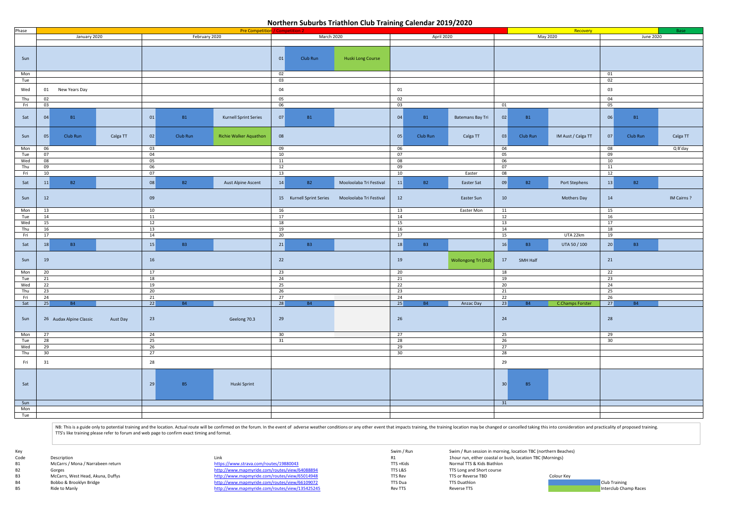# Northern Suburbs Triathlon Club Training Calendar 2019/2020

| Phase | Pre Competition / Competition 2 | | | | | | | | | | | | Recovery | | | | | | Base | | |
|---|---|---|---|---|---|---|---|---|---|---|---|---|---|---|---|---|---|---|---|---|---|
| | January 2020 | | | February 2020 | | | March 2020 | | | April 2020 | | | May 2020 | | | June 2020 | | | | | |
| Sun | | | | | | | 01 | Club Run | Huski Long Course | | | | | | | | | | | | |
| Mon | | | | | | | 02 | | | | | | | | | 01 | | | | | |
| Tue | | | | | | | 03 | | | | | | | | | 02 | | | | | |
| Wed | 01 | New Years Day | | | | | 04 | | | 01 | | | | | | 03 | | | | | |
| Thu | 02 | | | | | | 05 | | | 02 | | | | | | 04 | | | | | |
| Fri | 03 | | | | | | 06 | | | 03 | | | 01 | | | 05 | | | | | |
| Sat | 04 | B1 | | 01 | B1 | Kurnell Sprint Series | 07 | B1 | | 04 | B1 | Batemans Bay Tri | 02 | B1 | | 06 | B1 | | | | |
| Sun | 05 | Club Run | Calga TT | 02 | Club Run | Richie Walker Aquathon | 08 | | | 05 | Club Run | Calga TT | 03 | Club Run | IM Aust / Calga TT | 07 | Club Run | Calga TT | | | |
| Mon | 06 | | | 03 | | | 09 | | | 06 | | | 04 | | | 08 | | Q B'day | | | |
| Tue | 07 | | | 04 | | | 10 | | | 07 | | | 05 | | | 09 | | | | | |
| Wed | 08 | | | 05 | | | 11 | | | 08 | | | 06 | | | 10 | | | | | |
| Thu | 09 | | | 06 | | | 12 | | | 09 | | | 07 | | | 11 | | | | | |
| Fri | 10 | | | 07 | | | 13 | | | 10 | | Easter | 08 | | | 12 | | | | | |
| Sat | 11 | B2 | | 08 | B2 | Aust Alpine Ascent | 14 | B2 | Mooloolaba Tri Festival | 11 | B2 | Easter Sat | 09 | B2 | Port Stephens | 13 | B2 | | | | |
| Sun | 12 | | | 09 | | | 15 | Kurnell Sprint Series | Mooloolaba Tri Festival | 12 | | Easter Sun | 10 | | Mothers Day | 14 | | IM Cairns ? | | | |
| Mon | 13 | | | 10 | | | 16 | | | 13 | | Easter Mon | 11 | | | 15 | | | | | |
| Tue | 14 | | | 11 | | | 17 | | | 14 | | | 12 | | | 16 | | | | | |
| Wed | 15 | | | 12 | | | 18 | | | 15 | | | 13 | | | 17 | | | | | |
| Thu | 16 | | | 13 | | | 19 | | | 16 | | | 14 | | | 18 | | | | | |
| Fri | 17 | | | 14 | | | 20 | | | 17 | | | 15 | | UTA 22km | 19 | | | | | |
| Sat | 18 | B3 | | 15 | B3 | | 21 | B3 | | 18 | B3 | | 16 | B3 | UTA 50 / 100 | 20 | B3 | | | | |
| Sun | 19 | | | 16 | | | 22 | | | 19 | | Wollongong Tri (Std) | 17 | SMH Half | | 21 | | | | | |
| Mon | 20 | | | 17 | | | 23 | | | 20 | | | 18 | | | 22 | | | | | |
| Tue | 21 | | | 18 | | | 24 | | | 21 | | | 19 | | | 23 | | | | | |
| Wed | 22 | | | 19 | | | 25 | | | 22 | | | 20 | | | 24 | | | | | |
| Thu | 23 | | | 20 | | | 26 | | | 23 | | | 21 | | | 25 | | | | | |
| Fri | 24 | | | 21 | | | 27 | | | 24 | | | 22 | | | 26 | | | | | |
| Sat | 25 | B4 | | 22 | B4 | | 28 | B4 | | 25 | B4 | Anzac Day | 23 | B4 | C.Champs Forster | 27 | B4 | | | | |
| Sun | 26 | Audax Alpine Classic | Aust Day | 23 | | Geelong 70.3 | 29 | | | 26 | | | 24 | | | 28 | | | | | |
| Mon | 27 | | | 24 | | | 30 | | | 27 | | | 25 | | | 29 | | | | | |
| Tue | 28 | | | 25 | | | 31 | | | 28 | | | 26 | | | 30 | | | | | |
| Wed | 29 | | | 26 | | | | | | 29 | | | 27 | | | | | | | | |
| Thu | 30 | | | 27 | | | | | | 30 | | | 28 | | | | | | | | |
| Fri | 31 | | | 28 | | | | | | | | | 29 | | | | | | | | |
| Sat | | | | 29 | B5 | Huski Sprint | | | | | | | 30 | B5 | | | | | | | |
| Sun | | | | | | | | | | | | | 31 | | | | | | | | |
| Mon | | | | | | | | | | | | | | | | | | | | | |
| Tue | | | | | | | | | | | | | | | | | | | | | |

NB: This is a guide only to potential training and the location. Actual route will be confirmed on the forum. In the event of adverse weather conditions or any other event that impacts training, the training location may be changed or cancelled taking this into consideration and practicality of proposed training.
TTS's like training please refer to forum and web page to confirm exact timing and format.

Key

| Code | Description | Link |
|---|---|---|
| B1 | McCarrs / Mona / Narrabeen return | https://www.strava.com/routes/19880043 |
| B2 | Gorges | http://www.mapmyride.com/routes/view/64088894 |
| B3 | McCarrs, West Head, Akuna, Duffys | http://www.mapmyride.com/routes/view/65014948 |
| B4 | Bobbo & Brooklyn Bridge | http://www.mapmyride.com/routes/view/66109072 |
| B5 | Ride to Manly | http://www.mapmyride.com/routes/view/135425245 |

| Code | Description |
|---|---|
| Swim / Run | Swim / Run session in morning, location TBC (northern Beaches) |
| R1 | 1hour run, either coastal or bush, location TBC (Mornings) |
| TTS +Kids | Normal TTS & Kids Biathlon |
| TTS L&S | TTS Long and Short course |
| TTS Rev | TTS or Reverse TBD |
| TTS Dua | TTS Duathlon |
| Rev TTS | Reverse TTS |

Colour Key
- Club Training
- Interclub Champ Races